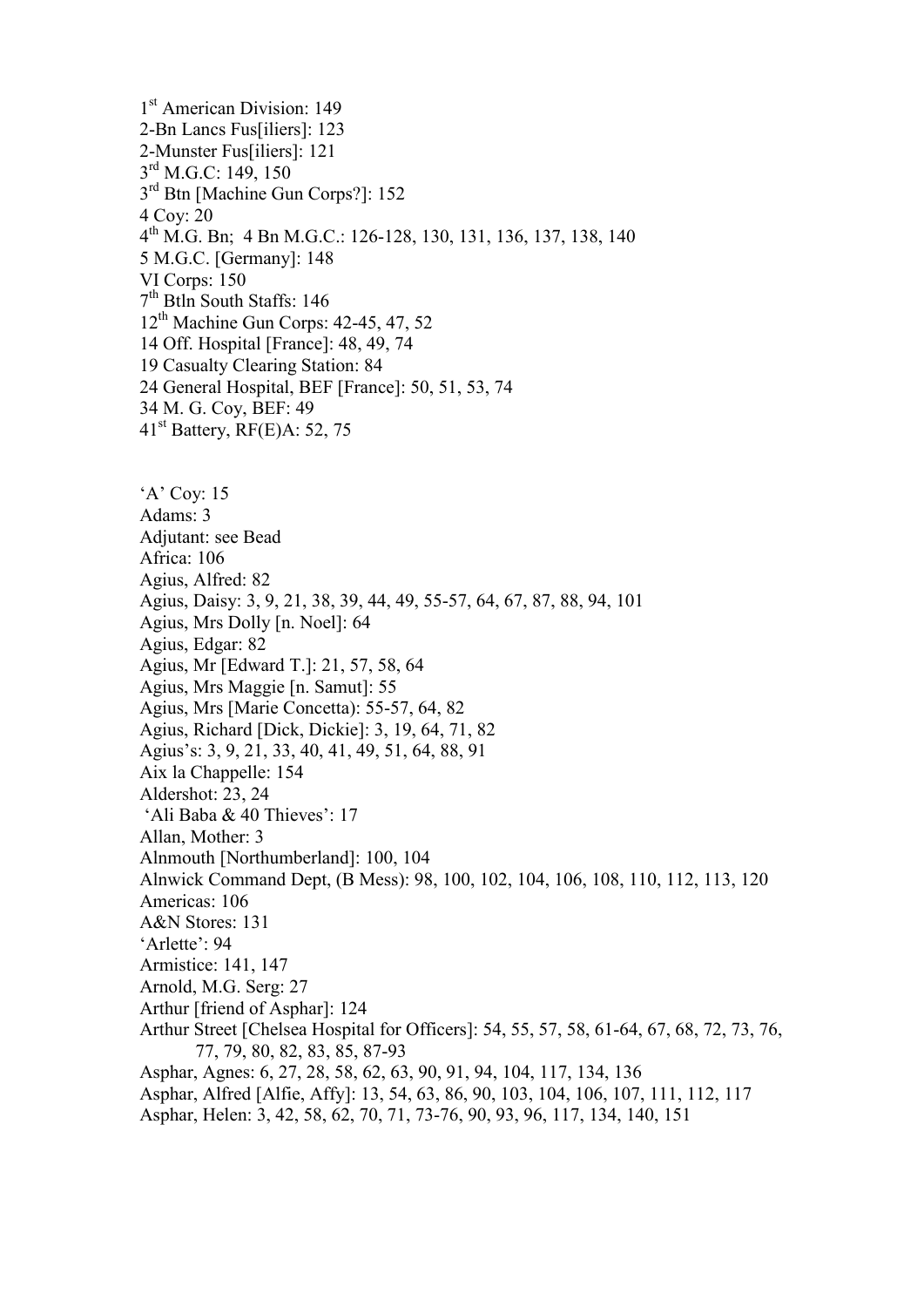1st American Division: 149
2-Bn Lancs Fus[iliers]: 123
2-Munster Fus[iliers]: 121
3rd M.G.C: 149, 150
3rd Btn [Machine Gun Corps?]: 152
4 Coy: 20
4th M.G. Bn; 4 Bn M.G.C.: 126-128, 130, 131, 136, 137, 138, 140
5 M.G.C. [Germany]: 148
VI Corps: 150
7th Btln South Staffs: 146
12th Machine Gun Corps: 42-45, 47, 52
14 Off. Hospital [France]: 48, 49, 74
19 Casualty Clearing Station: 84
24 General Hospital, BEF [France]: 50, 51, 53, 74
34 M. G. Coy, BEF: 49
41st Battery, RF(E)A: 52, 75

'A' Coy: 15
Adams: 3
Adjutant: see Bead
Africa: 106
Agius, Alfred: 82
Agius, Daisy: 3, 9, 21, 38, 39, 44, 49, 55-57, 64, 67, 87, 88, 94, 101
Agius, Mrs Dolly [n. Noel]: 64
Agius, Edgar: 82
Agius, Mr [Edward T.]: 21, 57, 58, 64
Agius, Mrs Maggie [n. Samut]: 55
Agius, Mrs [Marie Concetta): 55-57, 64, 82
Agius, Richard [Dick, Dickie]: 3, 19, 64, 71, 82
Agius's: 3, 9, 21, 33, 40, 41, 49, 51, 64, 88, 91
Aix la Chappelle: 154
Aldershot: 23, 24
'Ali Baba & 40 Thieves': 17
Allan, Mother: 3
Alnmouth [Northumberland]: 100, 104
Alnwick Command Dept, (B Mess): 98, 100, 102, 104, 106, 108, 110, 112, 113, 120
Americas: 106
A&N Stores: 131
'Arlette': 94
Armistice: 141, 147
Arnold, M.G. Serg: 27
Arthur [friend of Asphar]: 124
Arthur Street [Chelsea Hospital for Officers]: 54, 55, 57, 58, 61-64, 67, 68, 72, 73, 76, 77, 79, 80, 82, 83, 85, 87-93
Asphar, Agnes: 6, 27, 28, 58, 62, 63, 90, 91, 94, 104, 117, 134, 136
Asphar, Alfred [Alfie, Affy]: 13, 54, 63, 86, 90, 103, 104, 106, 107, 111, 112, 117
Asphar, Helen: 3, 42, 58, 62, 70, 71, 73-76, 90, 93, 96, 117, 134, 140, 151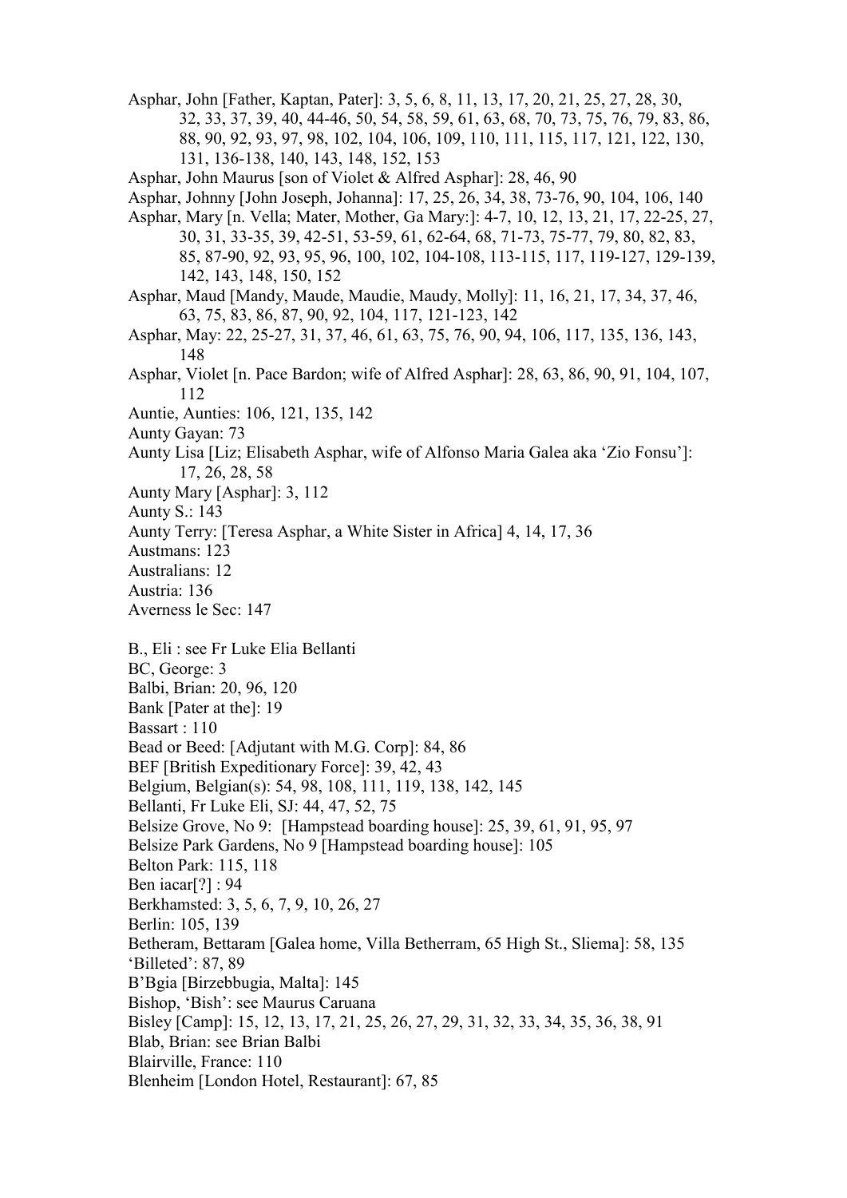Asphar, John [Father, Kaptan, Pater]: 3, 5, 6, 8, 11, 13, 17, 20, 21, 25, 27, 28, 30, 32, 33, 37, 39, 40, 44-46, 50, 54, 58, 59, 61, 63, 68, 70, 73, 75, 76, 79, 83, 86, 88, 90, 92, 93, 97, 98, 102, 104, 106, 109, 110, 111, 115, 117, 121, 122, 130, 131, 136-138, 140, 143, 148, 152, 153

Asphar, John Maurus [son of Violet & Alfred Asphar]: 28, 46, 90

Asphar, Johnny [John Joseph, Johanna]: 17, 25, 26, 34, 38, 73-76, 90, 104, 106, 140

Asphar, Mary [n. Vella; Mater, Mother, Ga Mary:]: 4-7, 10, 12, 13, 21, 17, 22-25, 27, 30, 31, 33-35, 39, 42-51, 53-59, 61, 62-64, 68, 71-73, 75-77, 79, 80, 82, 83, 85, 87-90, 92, 93, 95, 96, 100, 102, 104-108, 113-115, 117, 119-127, 129-139, 142, 143, 148, 150, 152

Asphar, Maud [Mandy, Maude, Maudie, Maudy, Molly]: 11, 16, 21, 17, 34, 37, 46, 63, 75, 83, 86, 87, 90, 92, 104, 117, 121-123, 142

Asphar, May: 22, 25-27, 31, 37, 46, 61, 63, 75, 76, 90, 94, 106, 117, 135, 136, 143, 148

Asphar, Violet [n. Pace Bardon; wife of Alfred Asphar]: 28, 63, 86, 90, 91, 104, 107, 112

Auntie, Aunties: 106, 121, 135, 142

Aunty Gayan: 73

Aunty Lisa [Liz; Elisabeth Asphar, wife of Alfonso Maria Galea aka 'Zio Fonsu']: 17, 26, 28, 58

Aunty Mary [Asphar]: 3, 112

Aunty S.: 143

Aunty Terry: [Teresa Asphar, a White Sister in Africa] 4, 14, 17, 36

Austmans: 123

Australians: 12

Austria: 136

Averness le Sec: 147

B., Eli : see Fr Luke Elia Bellanti

BC, George: 3

Balbi, Brian: 20, 96, 120

Bank [Pater at the]: 19

Bassart : 110

Bead or Beed: [Adjutant with M.G. Corp]: 84, 86

BEF [British Expeditionary Force]: 39, 42, 43

Belgium, Belgian(s): 54, 98, 108, 111, 119, 138, 142, 145

Bellanti, Fr Luke Eli, SJ: 44, 47, 52, 75

Belsize Grove, No 9: [Hampstead boarding house]: 25, 39, 61, 91, 95, 97

Belsize Park Gardens, No 9 [Hampstead boarding house]: 105

Belton Park: 115, 118

Ben iacar[?] : 94

Berkhamsted: 3, 5, 6, 7, 9, 10, 26, 27

Berlin: 105, 139

Betheram, Bettaram [Galea home, Villa Betherram, 65 High St., Sliema]: 58, 135

'Billeted': 87, 89

B'Bgia [Birzebbugia, Malta]: 145

Bishop, 'Bish': see Maurus Caruana

Bisley [Camp]: 15, 12, 13, 17, 21, 25, 26, 27, 29, 31, 32, 33, 34, 35, 36, 38, 91

Blab, Brian: see Brian Balbi

Blairville, France: 110

Blenheim [London Hotel, Restaurant]: 67, 85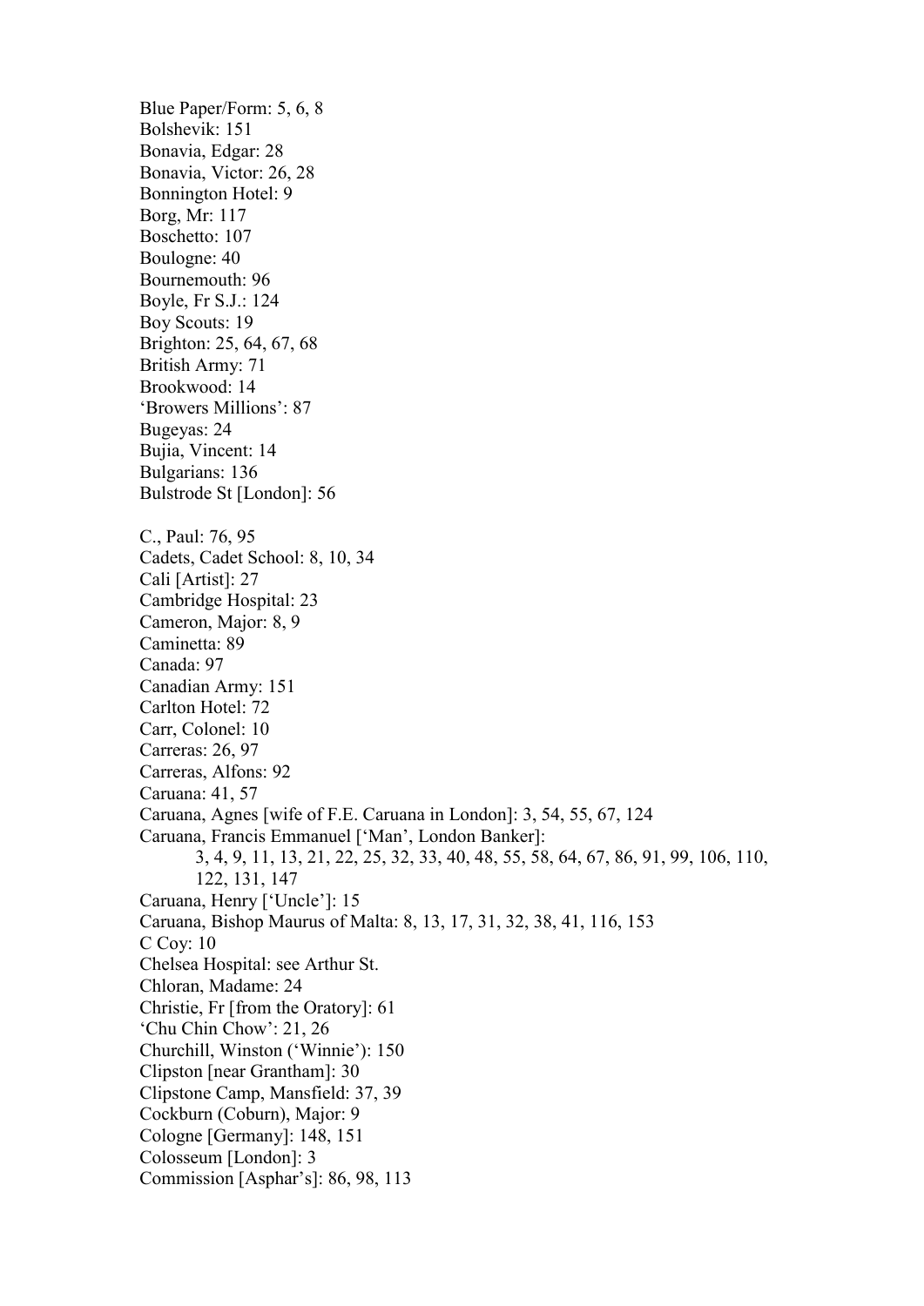Blue Paper/Form: 5, 6, 8
Bolshevik: 151
Bonavia, Edgar: 28
Bonavia, Victor: 26, 28
Bonnington Hotel: 9
Borg, Mr: 117
Boschetto: 107
Boulogne: 40
Bournemouth: 96
Boyle, Fr S.J.: 124
Boy Scouts: 19
Brighton: 25, 64, 67, 68
British Army: 71
Brookwood: 14
'Browers Millions': 87
Bugeyas: 24
Bujia, Vincent: 14
Bulgarians: 136
Bulstrode St [London]: 56

C., Paul: 76, 95
Cadets, Cadet School: 8, 10, 34
Cali [Artist]: 27
Cambridge Hospital: 23
Cameron, Major: 8, 9
Caminetta: 89
Canada: 97
Canadian Army: 151
Carlton Hotel: 72
Carr, Colonel: 10
Carreras: 26, 97
Carreras, Alfons: 92
Caruana: 41, 57
Caruana, Agnes [wife of F.E. Caruana in London]: 3, 54, 55, 67, 124
Caruana, Francis Emmanuel ['Man', London Banker]:
 3, 4, 9, 11, 13, 21, 22, 25, 32, 33, 40, 48, 55, 58, 64, 67, 86, 91, 99, 106, 110, 122, 131, 147
Caruana, Henry ['Uncle']: 15
Caruana, Bishop Maurus of Malta: 8, 13, 17, 31, 32, 38, 41, 116, 153
C Coy: 10
Chelsea Hospital: see Arthur St.
Chloran, Madame: 24
Christie, Fr [from the Oratory]: 61
'Chu Chin Chow': 21, 26
Churchill, Winston ('Winnie'): 150
Clipston [near Grantham]: 30
Clipstone Camp, Mansfield: 37, 39
Cockburn (Coburn), Major: 9
Cologne [Germany]: 148, 151
Colosseum [London]: 3
Commission [Asphar's]: 86, 98, 113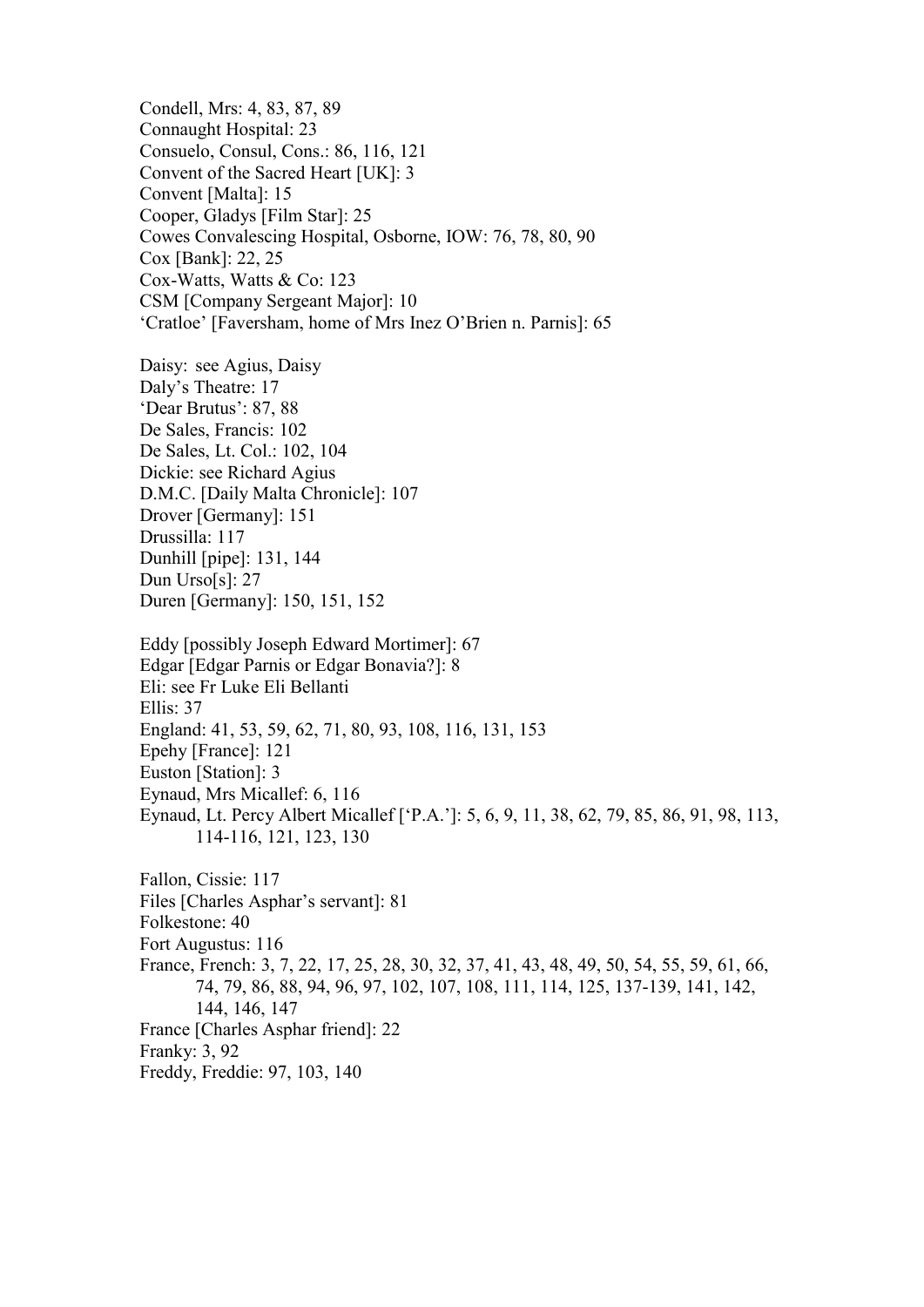Condell, Mrs: 4, 83, 87, 89
Connaught Hospital: 23
Consuelo, Consul, Cons.: 86, 116, 121
Convent of the Sacred Heart [UK]: 3
Convent [Malta]: 15
Cooper, Gladys [Film Star]: 25
Cowes Convalescing Hospital, Osborne, IOW: 76, 78, 80, 90
Cox [Bank]: 22, 25
Cox-Watts, Watts & Co: 123
CSM [Company Sergeant Major]: 10
'Cratloe' [Faversham, home of Mrs Inez O'Brien n. Parnis]: 65

Daisy: see Agius, Daisy
Daly's Theatre: 17
'Dear Brutus': 87, 88
De Sales, Francis: 102
De Sales, Lt. Col.: 102, 104
Dickie: see Richard Agius
D.M.C. [Daily Malta Chronicle]: 107
Drover [Germany]: 151
Drussilla: 117
Dunhill [pipe]: 131, 144
Dun Urso[s]: 27
Duren [Germany]: 150, 151, 152

Eddy [possibly Joseph Edward Mortimer]: 67
Edgar [Edgar Parnis or Edgar Bonavia?]: 8
Eli: see Fr Luke Eli Bellanti
Ellis: 37
England: 41, 53, 59, 62, 71, 80, 93, 108, 116, 131, 153
Epehy [France]: 121
Euston [Station]: 3
Eynaud, Mrs Micallef: 6, 116
Eynaud, Lt. Percy Albert Micallef ['P.A.']: 5, 6, 9, 11, 38, 62, 79, 85, 86, 91, 98, 113, 114-116, 121, 123, 130

Fallon, Cissie: 117
Files [Charles Asphar's servant]: 81
Folkestone: 40
Fort Augustus: 116
France, French: 3, 7, 22, 17, 25, 28, 30, 32, 37, 41, 43, 48, 49, 50, 54, 55, 59, 61, 66, 74, 79, 86, 88, 94, 96, 97, 102, 107, 108, 111, 114, 125, 137-139, 141, 142, 144, 146, 147
France [Charles Asphar friend]: 22
Franky: 3, 92
Freddy, Freddie: 97, 103, 140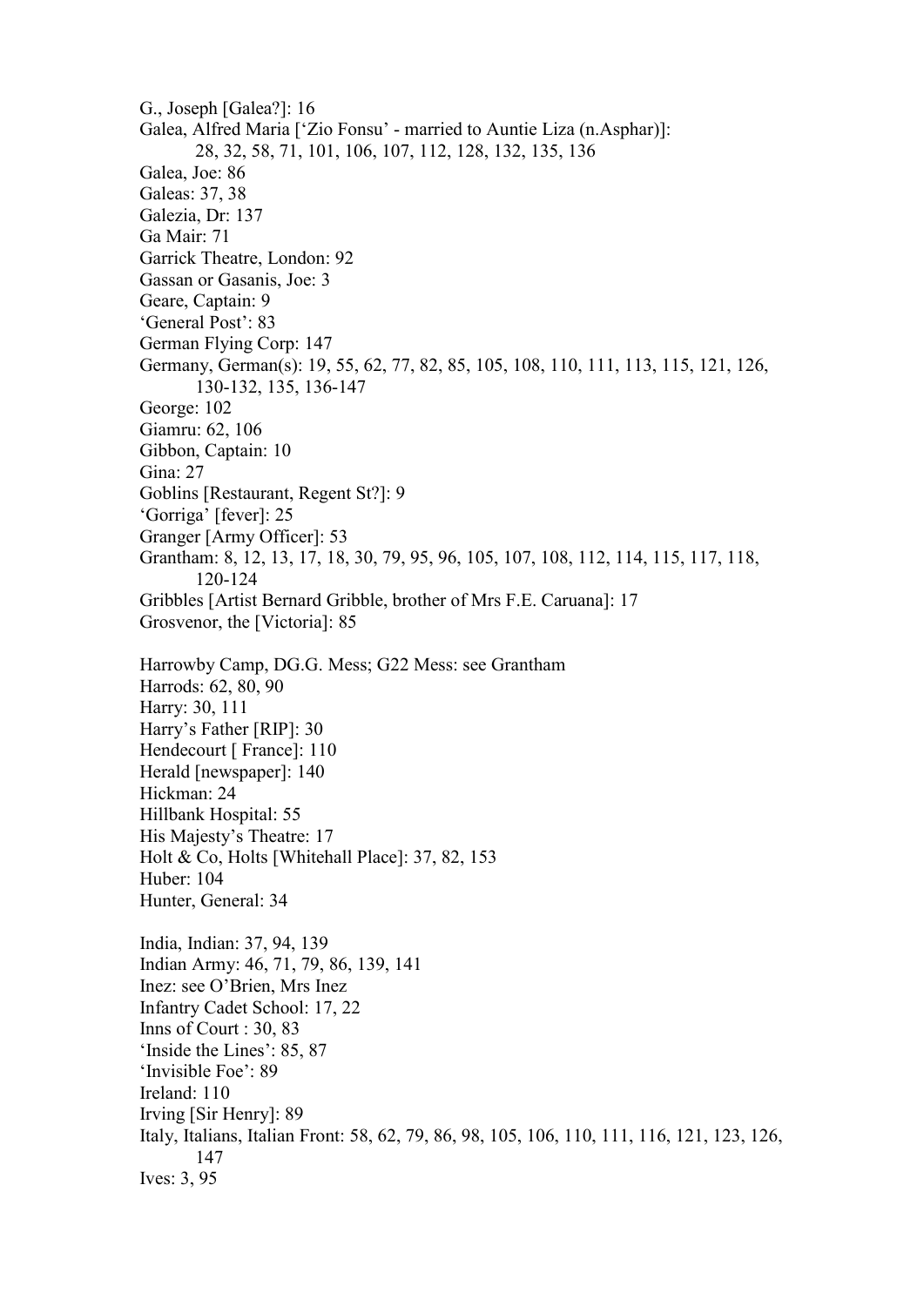G., Joseph [Galea?]: 16
Galea, Alfred Maria ['Zio Fonsu' - married to Auntie Liza (n.Asphar)]:
    28, 32, 58, 71, 101, 106, 107, 112, 128, 132, 135, 136
Galea, Joe: 86
Galeas: 37, 38
Galezia, Dr: 137
Ga Mair: 71
Garrick Theatre, London: 92
Gassan or Gasanis, Joe: 3
Geare, Captain: 9
'General Post': 83
German Flying Corp: 147
Germany, German(s): 19, 55, 62, 77, 82, 85, 105, 108, 110, 111, 113, 115, 121, 126,
    130-132, 135, 136-147
George: 102
Giamru: 62, 106
Gibbon, Captain: 10
Gina: 27
Goblins [Restaurant, Regent St?]: 9
'Gorriga' [fever]: 25
Granger [Army Officer]: 53
Grantham: 8, 12, 13, 17, 18, 30, 79, 95, 96, 105, 107, 108, 112, 114, 115, 117, 118,
    120-124
Gribbles [Artist Bernard Gribble, brother of Mrs F.E. Caruana]: 17
Grosvenor, the [Victoria]: 85

Harrowby Camp, DG.G. Mess; G22 Mess: see Grantham
Harrods: 62, 80, 90
Harry: 30, 111
Harry's Father [RIP]: 30
Hendecourt [ France]: 110
Herald [newspaper]: 140
Hickman: 24
Hillbank Hospital: 55
His Majesty's Theatre: 17
Holt & Co, Holts [Whitehall Place]: 37, 82, 153
Huber: 104
Hunter, General: 34

India, Indian: 37, 94, 139
Indian Army: 46, 71, 79, 86, 139, 141
Inez: see O'Brien, Mrs Inez
Infantry Cadet School: 17, 22
Inns of Court : 30, 83
'Inside the Lines': 85, 87
'Invisible Foe': 89
Ireland: 110
Irving [Sir Henry]: 89
Italy, Italians, Italian Front: 58, 62, 79, 86, 98, 105, 106, 110, 111, 116, 121, 123, 126,
    147
Ives: 3, 95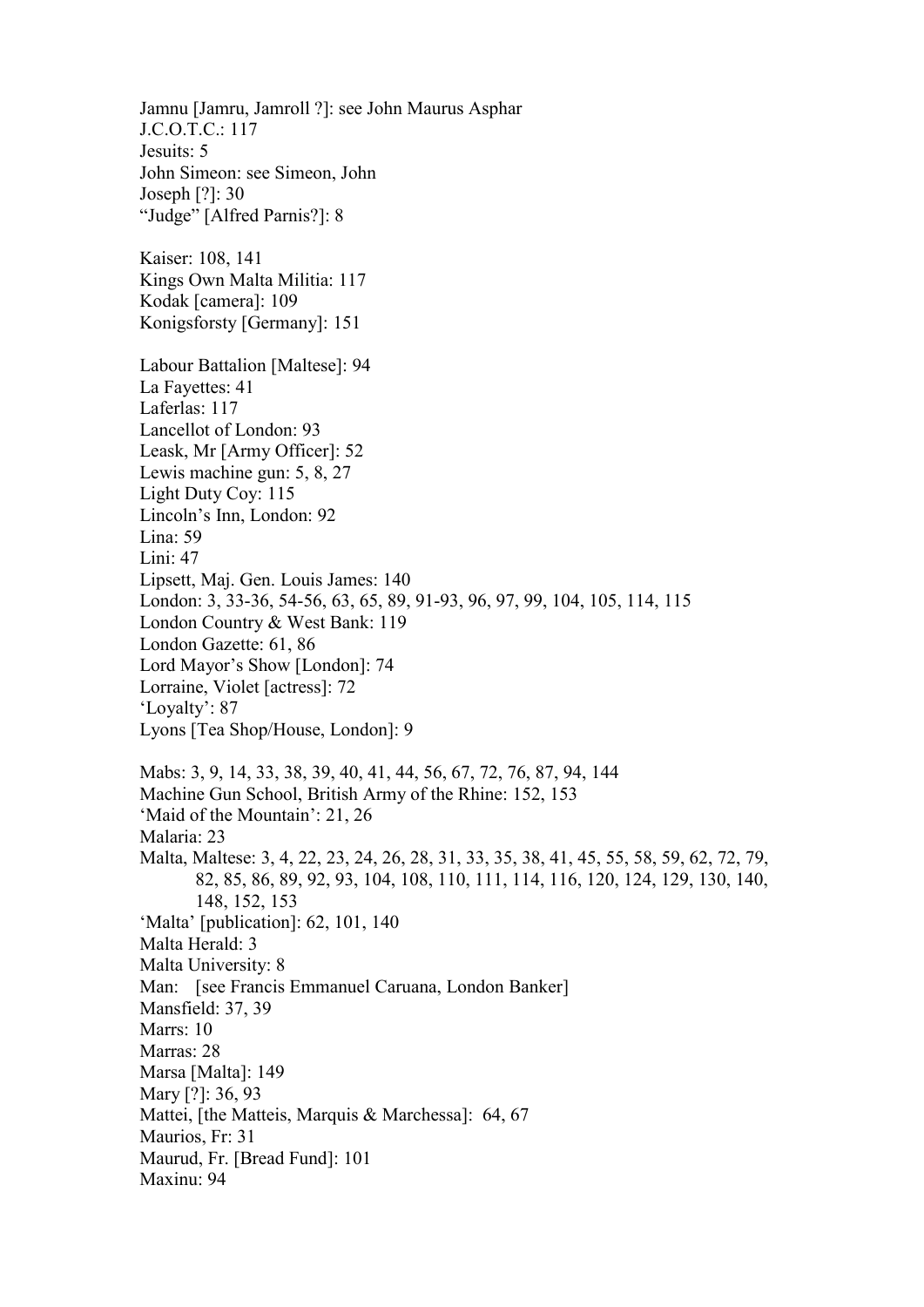Jamnu [Jamru, Jamroll ?]: see John Maurus Asphar
J.C.O.T.C.: 117
Jesuits: 5
John Simeon: see Simeon, John
Joseph [?]: 30
"Judge" [Alfred Parnis?]: 8

Kaiser: 108, 141
Kings Own Malta Militia: 117
Kodak [camera]: 109
Konigsforsty [Germany]: 151

Labour Battalion [Maltese]: 94
La Fayettes: 41
Laferlas: 117
Lancellot of London: 93
Leask, Mr [Army Officer]: 52
Lewis machine gun: 5, 8, 27
Light Duty Coy: 115
Lincoln's Inn, London: 92
Lina: 59
Lini: 47
Lipsett, Maj. Gen. Louis James: 140
London: 3, 33-36, 54-56, 63, 65, 89, 91-93, 96, 97, 99, 104, 105, 114, 115
London Country & West Bank: 119
London Gazette: 61, 86
Lord Mayor's Show [London]: 74
Lorraine, Violet [actress]: 72
'Loyalty': 87
Lyons [Tea Shop/House, London]: 9

Mabs: 3, 9, 14, 33, 38, 39, 40, 41, 44, 56, 67, 72, 76, 87, 94, 144
Machine Gun School, British Army of the Rhine: 152, 153
'Maid of the Mountain': 21, 26
Malaria: 23
Malta, Maltese: 3, 4, 22, 23, 24, 26, 28, 31, 33, 35, 38, 41, 45, 55, 58, 59, 62, 72, 79, 82, 85, 86, 89, 92, 93, 104, 108, 110, 111, 114, 116, 120, 124, 129, 130, 140, 148, 152, 153
'Malta' [publication]: 62, 101, 140
Malta Herald: 3
Malta University: 8
Man: [see Francis Emmanuel Caruana, London Banker]
Mansfield: 37, 39
Marrs: 10
Marras: 28
Marsa [Malta]: 149
Mary [?]: 36, 93
Mattei, [the Matteis, Marquis & Marchessa]: 64, 67
Maurios, Fr: 31
Maurud, Fr. [Bread Fund]: 101
Maxinu: 94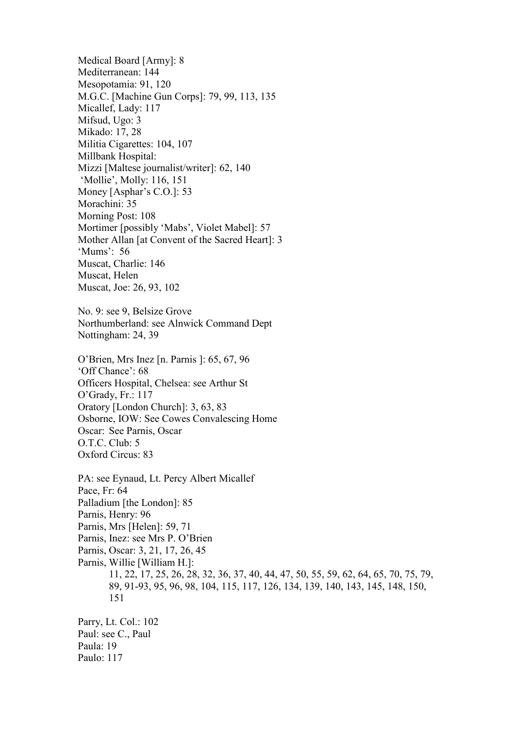Medical Board [Army]: 8
Mediterranean: 144
Mesopotamia: 91, 120
M.G.C. [Machine Gun Corps]: 79, 99, 113, 135
Micallef, Lady: 117
Mifsud, Ugo: 3
Mikado: 17, 28
Militia Cigarettes: 104, 107
Millbank Hospital:
Mizzi [Maltese journalist/writer]: 62, 140
'Mollie', Molly: 116, 151
Money [Asphar's C.O.]: 53
Morachini: 35
Morning Post: 108
Mortimer [possibly 'Mabs', Violet Mabel]: 57
Mother Allan [at Convent of the Sacred Heart]: 3
'Mums': 56
Muscat, Charlie: 146
Muscat, Helen
Muscat, Joe: 26, 93, 102

No. 9: see 9, Belsize Grove
Northumberland: see Alnwick Command Dept
Nottingham: 24, 39

O'Brien, Mrs Inez [n. Parnis ]: 65, 67, 96
'Off Chance': 68
Officers Hospital, Chelsea: see Arthur St
O'Grady, Fr.: 117
Oratory [London Church]: 3, 63, 83
Osborne, IOW: See Cowes Convalescing Home
Oscar: See Parnis, Oscar
O.T.C. Club: 5
Oxford Circus: 83

PA: see Eynaud, Lt. Percy Albert Micallef
Pace, Fr: 64
Palladium [the London]: 85
Parnis, Henry: 96
Parnis, Mrs [Helen]: 59, 71
Parnis, Inez: see Mrs P. O'Brien
Parnis, Oscar: 3, 21, 17, 26, 45
Parnis, Willie [William H.]:
    11, 22, 17, 25, 26, 28, 32, 36, 37, 40, 44, 47, 50, 55, 59, 62, 64, 65, 70, 75, 79, 89, 91-93, 95, 96, 98, 104, 115, 117, 126, 134, 139, 140, 143, 145, 148, 150, 151

Parry, Lt. Col.: 102
Paul: see C., Paul
Paula: 19
Paulo: 117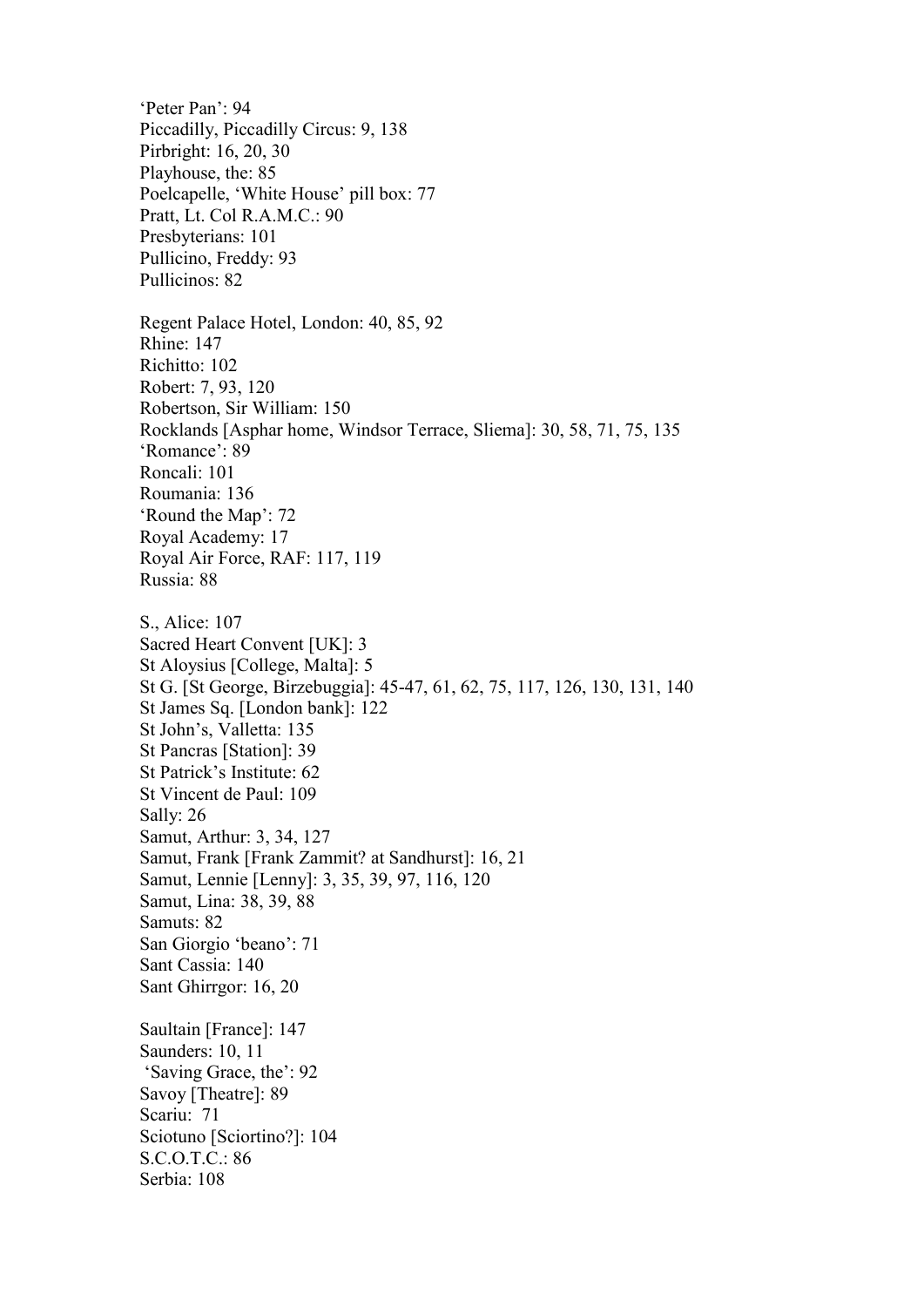'Peter Pan': 94
Piccadilly, Piccadilly Circus: 9, 138
Pirbright: 16, 20, 30
Playhouse, the: 85
Poelcapelle, 'White House' pill box: 77
Pratt, Lt. Col R.A.M.C.: 90
Presbyterians: 101
Pullicino, Freddy: 93
Pullicinos: 82

Regent Palace Hotel, London: 40, 85, 92
Rhine: 147
Richitto: 102
Robert: 7, 93, 120
Robertson, Sir William: 150
Rocklands [Asphar home, Windsor Terrace, Sliema]: 30, 58, 71, 75, 135
'Romance': 89
Roncali: 101
Roumania: 136
'Round the Map': 72
Royal Academy: 17
Royal Air Force, RAF: 117, 119
Russia: 88

S., Alice: 107
Sacred Heart Convent [UK]: 3
St Aloysius [College, Malta]: 5
St G. [St George, Birzebuggia]: 45-47, 61, 62, 75, 117, 126, 130, 131, 140
St James Sq. [London bank]: 122
St John's, Valletta: 135
St Pancras [Station]: 39
St Patrick's Institute: 62
St Vincent de Paul: 109
Sally: 26
Samut, Arthur: 3, 34, 127
Samut, Frank [Frank Zammit? at Sandhurst]: 16, 21
Samut, Lennie [Lenny]: 3, 35, 39, 97, 116, 120
Samut, Lina: 38, 39, 88
Samuts: 82
San Giorgio 'beano': 71
Sant Cassia: 140
Sant Ghirrgor: 16, 20

Saultain [France]: 147
Saunders: 10, 11
'Saving Grace, the': 92
Savoy [Theatre]: 89
Scariu: 71
Sciotuno [Sciortino?]: 104
S.C.O.T.C.: 86
Serbia: 108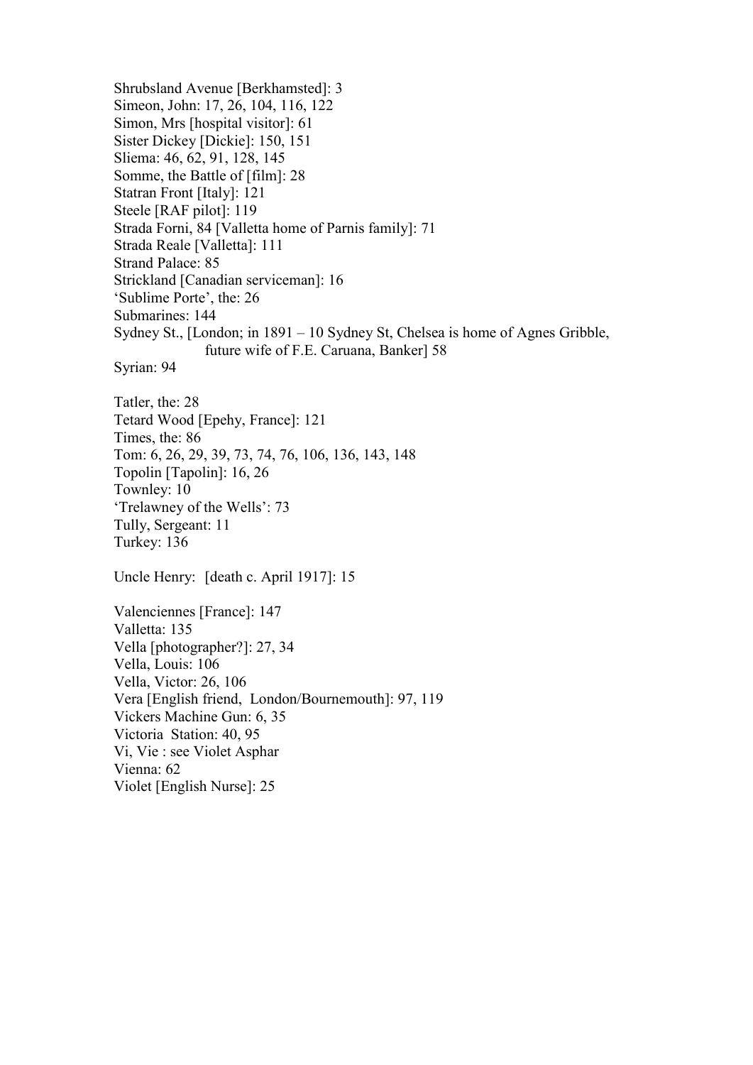Shrubsland Avenue [Berkhamsted]: 3
Simeon, John: 17, 26, 104, 116, 122
Simon, Mrs [hospital visitor]: 61
Sister Dickey [Dickie]: 150, 151
Sliema: 46, 62, 91, 128, 145
Somme, the Battle of [film]: 28
Statran Front [Italy]: 121
Steele [RAF pilot]: 119
Strada Forni, 84 [Valletta home of Parnis family]: 71
Strada Reale [Valletta]: 111
Strand Palace: 85
Strickland [Canadian serviceman]: 16
'Sublime Porte', the: 26
Submarines: 144
Sydney St., [London; in 1891 – 10 Sydney St, Chelsea is home of Agnes Gribble, future wife of F.E. Caruana, Banker] 58
Syrian: 94

Tatler, the: 28
Tetard Wood [Epehy, France]: 121
Times, the: 86
Tom: 6, 26, 29, 39, 73, 74, 76, 106, 136, 143, 148
Topolin [Tapolin]: 16, 26
Townley: 10
'Trelawney of the Wells': 73
Tully, Sergeant: 11
Turkey: 136

Uncle Henry: [death c. April 1917]: 15

Valenciennes [France]: 147
Valletta: 135
Vella [photographer?]: 27, 34
Vella, Louis: 106
Vella, Victor: 26, 106
Vera [English friend, London/Bournemouth]: 97, 119
Vickers Machine Gun: 6, 35
Victoria Station: 40, 95
Vi, Vie : see Violet Asphar
Vienna: 62
Violet [English Nurse]: 25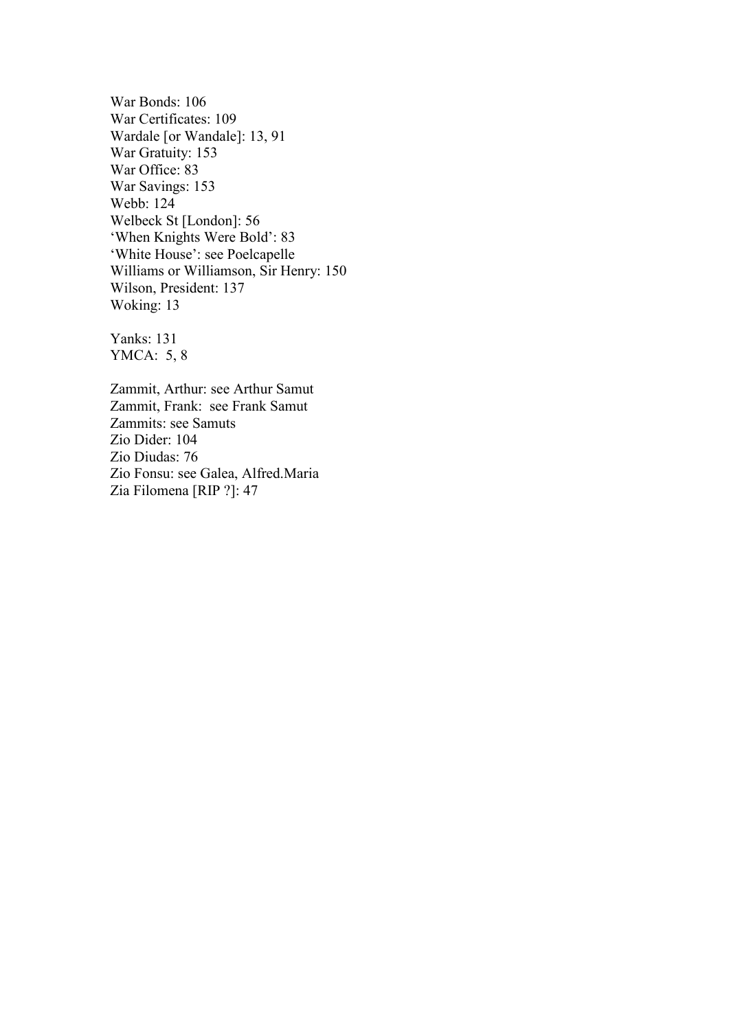War Bonds: 106
War Certificates: 109
Wardale [or Wandale]: 13, 91
War Gratuity: 153
War Office: 83
War Savings: 153
Webb: 124
Welbeck St [London]: 56
'When Knights Were Bold': 83
'White House': see Poelcapelle
Williams or Williamson, Sir Henry: 150
Wilson, President: 137
Woking: 13

Yanks: 131
YMCA: 5, 8

Zammit, Arthur: see Arthur Samut
Zammit, Frank: see Frank Samut
Zammits: see Samuts
Zio Dider: 104
Zio Diudas: 76
Zio Fonsu: see Galea, Alfred.Maria
Zia Filomena [RIP ?]: 47